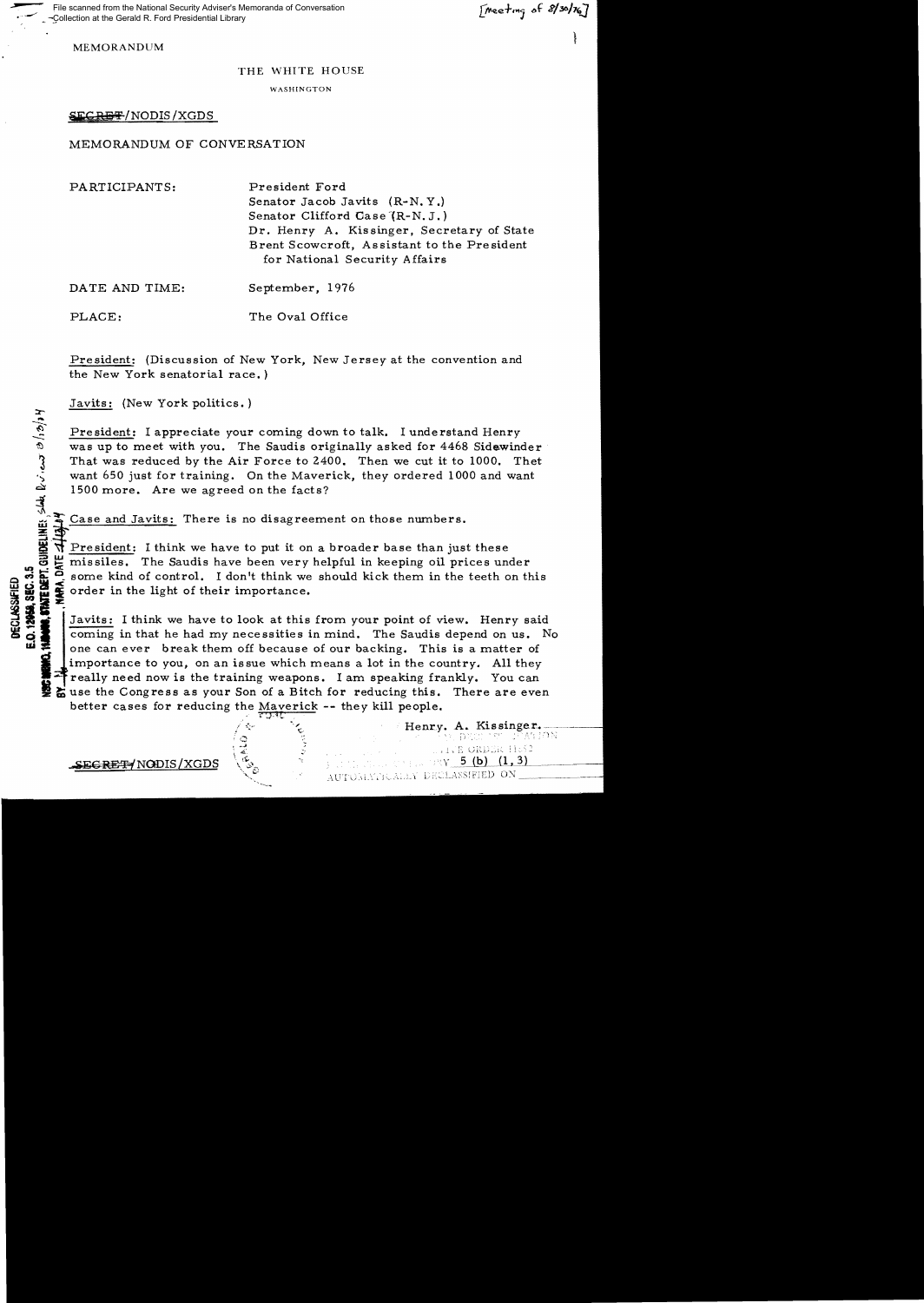File scanned from the National Security Adviser's Memoranda of Conversation Collection at the Gerald R. Ford Presidential Library

[meeting of 8/30/76]

MEMORANDUM

THE WHITE HOUSE

WASHINGTON

SECRET/NODIS/XGDS

MEMORANDUM OF CONVERSATION

PARTICIPANTS: President Ford
Senator Jacob Javits (R-N.Y.)
Senator Clifford Case (R-N.J.)
Dr. Henry A. Kissinger, Secretary of State
Brent Scowcroft, Assistant to the President for National Security Affairs

DATE AND TIME: September, 1976

PLACE: The Oval Office

DECLASSIFIED
E.O. 12958, SEC. 3.5
NSC MEMO, 11/24/98, STATE DEPT. GUIDELINES State Review 3/12/04
BY ___, NARA, DATE 4/13/04

President: (Discussion of New York, New Jersey at the convention and the New York senatorial race.)

Javits: (New York politics.)

President: I appreciate your coming down to talk. I understand Henry was up to meet with you. The Saudis originally asked for 4468 Sidewinder. That was reduced by the Air Force to 2400. Then we cut it to 1000. Thet want 650 just for training. On the Maverick, they ordered 1000 and want 1500 more. Are we agreed on the facts?

Case and Javits: There is no disagreement on those numbers.

President: I think we have to put it on a broader base than just these missiles. The Saudis have been very helpful in keeping oil prices under some kind of control. I don't think we should kick them in the teeth on this order in the light of their importance.

Javits: I think we have to look at this from your point of view. Henry said coming in that he had my necessities in mind. The Saudis depend on us. No one can ever break them off because of our backing. This is a matter of importance to you, on an issue which means a lot in the country. All they really need now is the training weapons. I am speaking frankly. You can use the Congress as your Son of a Bitch for reducing this. There are even better cases for reducing the Maverick -- they kill people.

Henry A. Kissinger.
EXECUTIVE ORDER 11652
5 (b) (1,3)
AUTOMATICALLY DECLASSIFIED ON ___

SECRET/NODIS/XGDS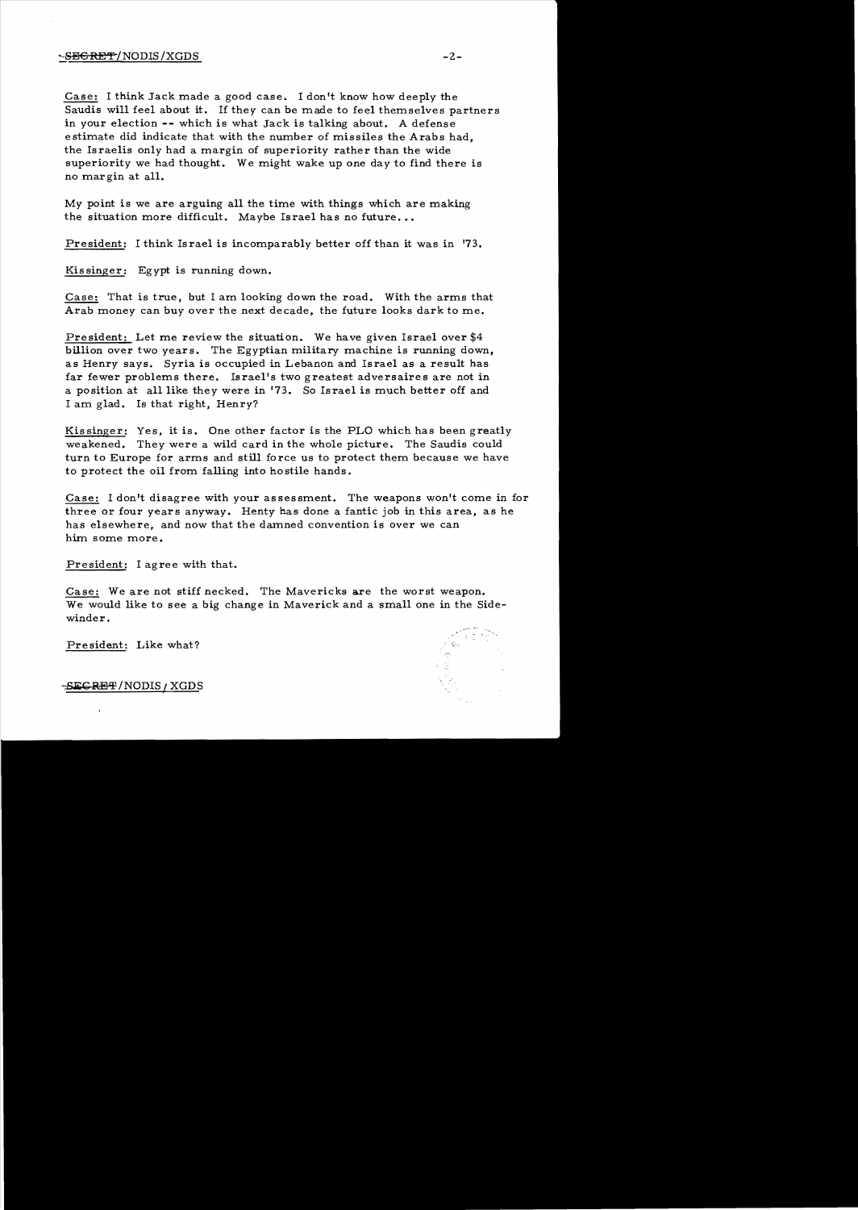Case: I think Jack made a good case. I don't know how deeply the Saudis will feel about it. If they can be made to feel themselves partners in your election -- which is what Jack is talking about. A defense estimate did indicate that with the number of missiles the Arabs had, the Israelis only had a margin of superiority rather than the wide superiority we had thought. We might wake up one day to find there is no margin at all.

My point is we are arguing all the time with things which are making the situation more difficult. Maybe Israel has no future...

President: I think Israel is incomparably better off than it was in '73.

Kissinger: Egypt is running down.

Case: That is true, but I am looking down the road. With the arms that Arab money can buy over the next decade, the future looks dark to me.

President: Let me review the situation. We have given Israel over $4 billion over two years. The Egyptian military machine is running down, as Henry says. Syria is occupied in Lebanon and Israel as a result has far fewer problems there. Israel's two greatest adversaires are not in a position at all like they were in '73. So Israel is much better off and I am glad. Is that right, Henry?

Kissinger: Yes, it is. One other factor is the PLO which has been greatly weakened. They were a wild card in the whole picture. The Saudis could turn to Europe for arms and still force us to protect them because we have to protect the oil from falling into hostile hands.

Case: I don't disagree with your assessment. The weapons won't come in for three or four years anyway. Henty has done a fantic job in this area, as he has elsewhere, and now that the damned convention is over we can him some more.

President: I agree with that.

Case: We are not stiff necked. The Mavericks are the worst weapon. We would like to see a big change in Maverick and a small one in the Sidewinder.

President: Like what?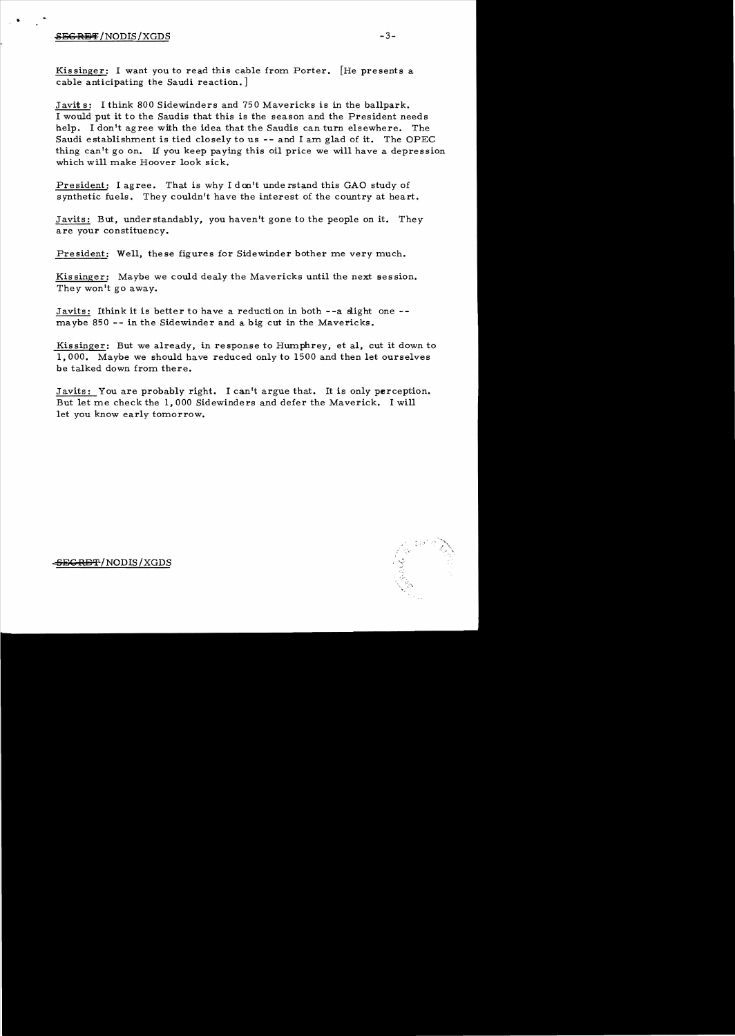Kissinger: I want you to read this cable from Porter. [He presents a cable anticipating the Saudi reaction.]

Javits: I think 800 Sidewinders and 750 Mavericks is in the ballpark. I would put it to the Saudis that this is the season and the President needs help. I don't agree with the idea that the Saudis can turn elsewhere. The Saudi establishment is tied closely to us -- and I am glad of it. The OPEC thing can't go on. If you keep paying this oil price we will have a depression which will make Hoover look sick.

President: I agree. That is why I don't understand this GAO study of synthetic fuels. They couldn't have the interest of the country at heart.

Javits: But, understandably, you haven't gone to the people on it. They are your constituency.

President: Well, these figures for Sidewinder bother me very much.

Kissinger: Maybe we could dealy the Mavericks until the next session. They won't go away.

Javits: Ithink it is better to have a reduction in both --a slight one -- maybe 850 -- in the Sidewinder and a big cut in the Mavericks.

Kissinger: But we already, in response to Humphrey, et al, cut it down to 1,000. Maybe we should have reduced only to 1500 and then let ourselves be talked down from there.

Javits: You are probably right. I can't argue that. It is only perception. But let me check the 1,000 Sidewinders and defer the Maverick. I will let you know early tomorrow.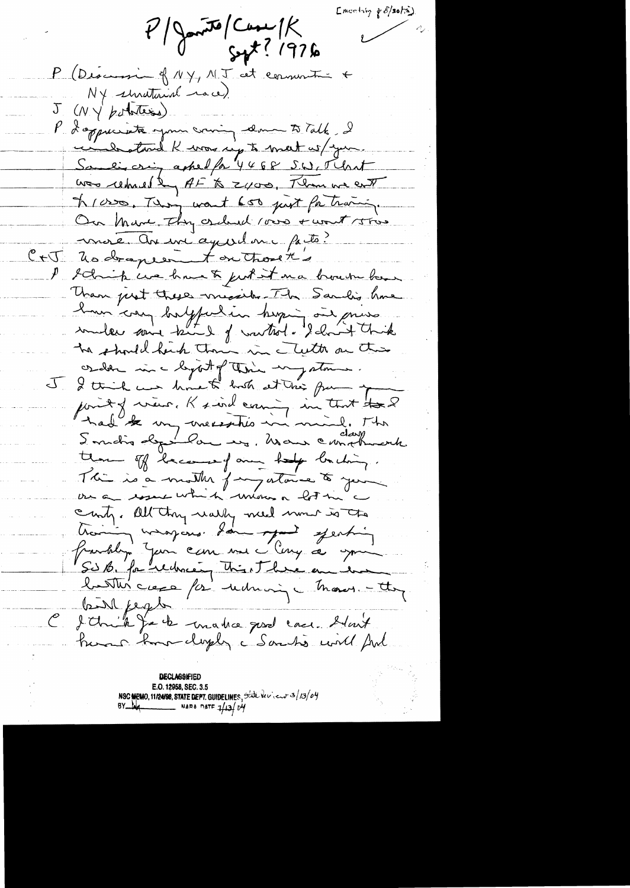[meeting 8/30/76]

P/Javits/Case/K
Sept? 1976

P (Discussion of NY, NJ at convention + NY senatorial race)

J (NY politics)

P I appreciate your coming down to talk. I understand K was up to meet w/you. Saudis originally asked for 4468 SW. That was reduced by AF to 2400. Then we cut to 1000. They want 650 just for training. Our Mave. They ordered 1000 + want 1500 more. Are we agreed on the facts?

C+J No disagreement on those #'s.

P I think we have to put it in a broader base than just these missiles. The Saudis have been very helpful in keeping oil prices under some kind of control. I don't think we should hit them in a letter on this order in a light of their importance.

J I think we have to look at this from your point of view. K said coming in that he I had the my necessities in mind. The Saudis depend on us. No one can knock them off because of our help backing. This is a matter of importance to you on an issue which means a lot in the country. All they really need now is the training weapons. I am not speaking frankly. You can use the Cong as your SOB for reducing this. There are no better case for reducing the Maver. - they kill people

C I think Jack makes good case. I don't know how deeply the Saudis will feel

DECLASSIFIED
E.O. 12958, SEC. 3.5
NSC MEMO, 11/24/98, STATE DEPT. GUIDELINES, State review 3/13/04
BY [illegible] NARA DATE 7/13/04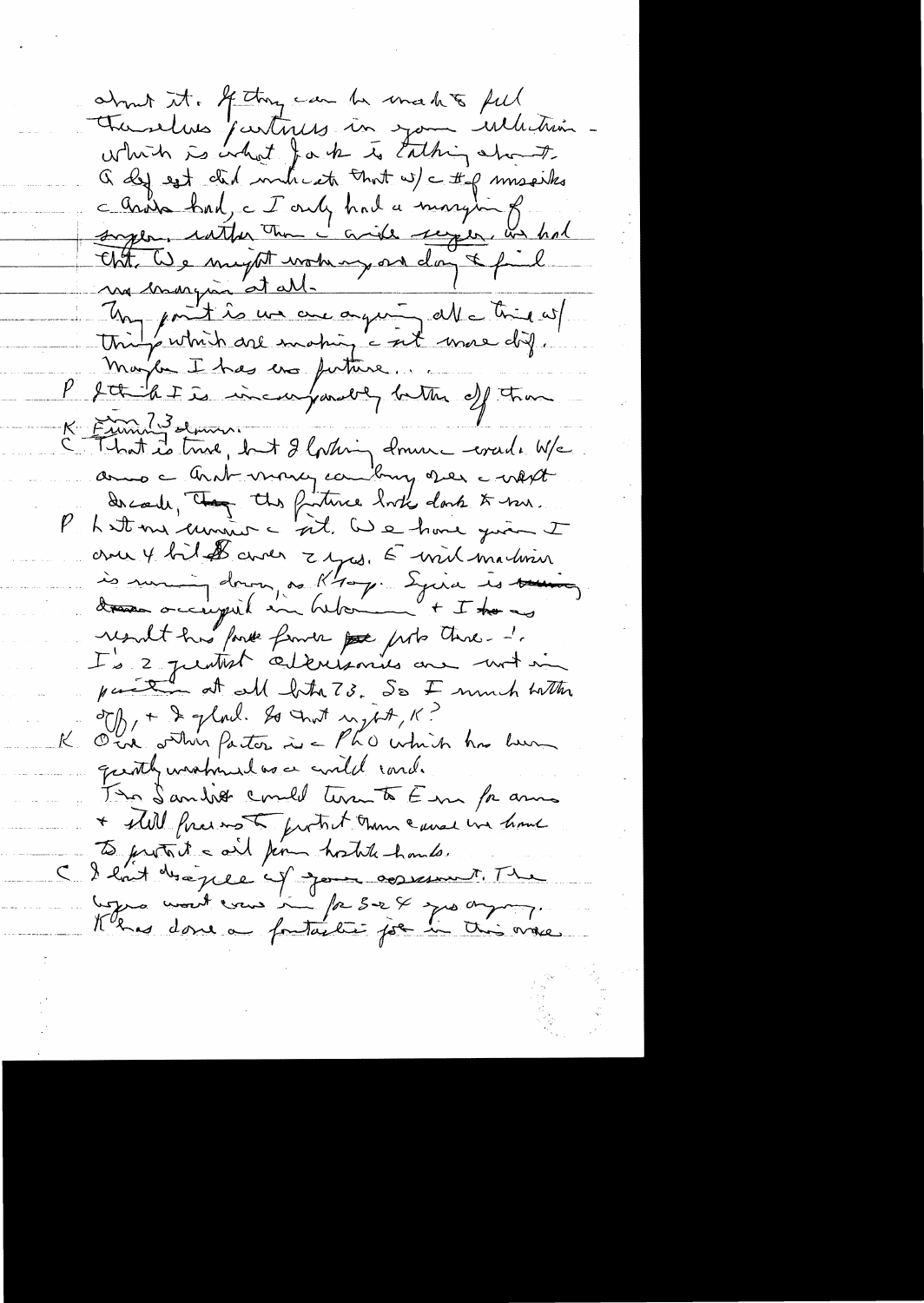about it. If they can be made to feel themselves partners in your deliberation – which is what Jack is talking about. A def est did indicate that w/ the # of missiles the Arabs had, the I only had a margin of surprise, rather than the Arab surprise, we had that. We might wake up one day & find no margin at all.

My point is we are arguing all the time w/ things which are making the rest more dif. Maybe I have no future...

P I think I is incomparably better off than

K Even 73 almost.

C That is true, but I looking down the road. W/ arms & that money can buy over the next decade, they the picture looks dark to me.

P Let me summarize the pt. We have given I over 4 bil $ over 2 yrs. The mil machine is running down, as K says. Syria is occupied in Lebanon + I has no result has force from put there –!. I's 2 greatest adversaries are not in position at all like 73. So I much better off, + I glad. Is that right, K?

K One other factor is the PLO which has been greatly weakened as a world card. Then Sandlis could turn to Eur for arms + still fears to protect them cause we have to protect the oil from hostile hands.

C I don't disagree w/ your assessment. The logic won't work in for 3-2-4 yrs anyway. K has done a fantastic job in this area.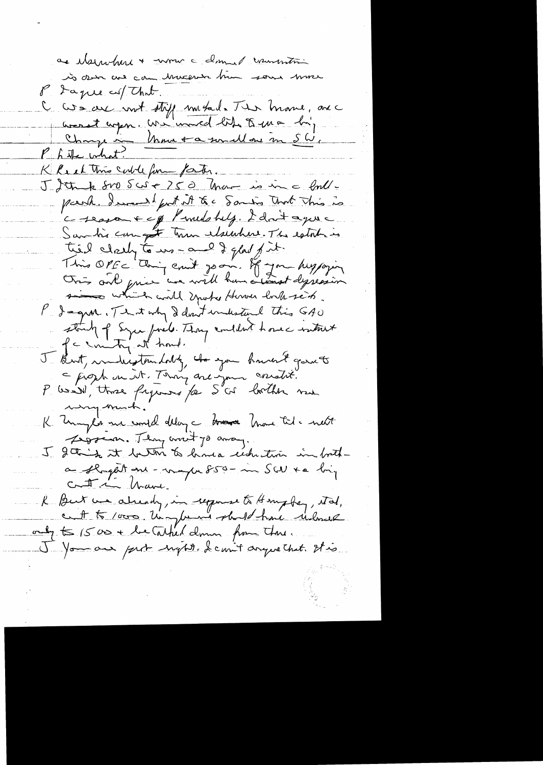as elsewhere + move a demand conservation

is over we can increase him some more

P I agree w/ that.

C We are not stiff md fed. The House, are a

worst urgen. We moved like to see a big

Change in House + a small one in SW.

P Like what?

K Read this cable from Carter.

J I think 800 SW + 250 House is in a ball-

park. I want to put it to a Saudis that this is

a season + cap P needs help. I don't agree a

Saudis can get them elsewhere. The estate is

tied closely to us - and I glad of it.

This OPEC thing can't go on. If you keep paying

this oil price we will have almost depression

since which will wreck Homes both sides.

P I agree. That why I don't understand this GAO

study of Syria profile. They couldn't have a interest

for country at hand.

J But, understandably, so you haven't gone to

a people on it. They are your constit.

P Well, those figures for SW bother me

very much.

K Maybe we could delay a House til a next

session. They won't go away.

J I think it better to have a reduction in both -

a slight one - maybe 850 - in SW + a big

cut in House.

K But we already, in response to Humphrey, etal,

cut to 1000. Maybe we should have held

only to 1500 + be talked down from there.

J You are just right. I can't argue that. It is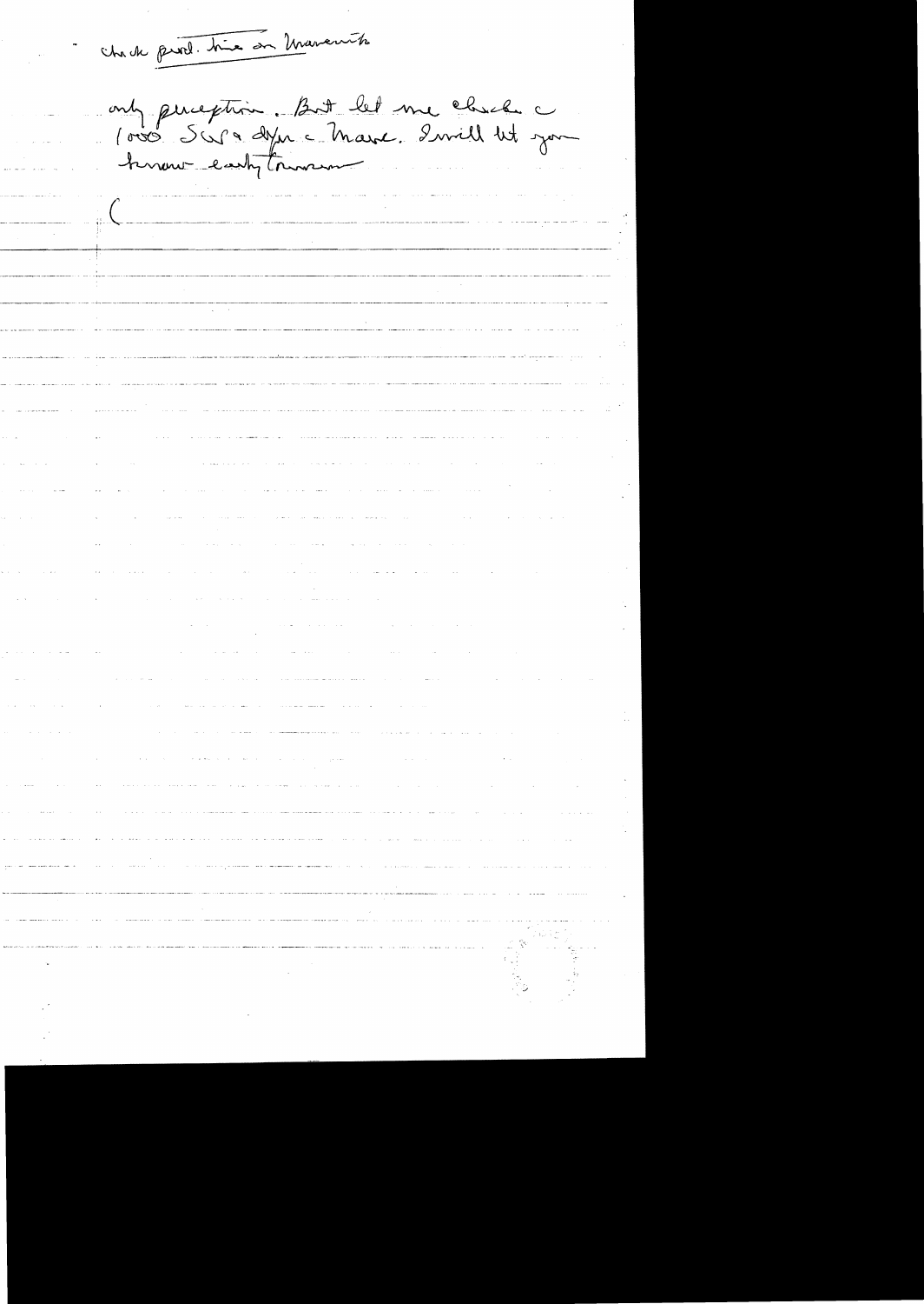- Check pvd. line on Maravich

only perception. But let me check c 1000 Sq's dfn c Mave. I will let you know early tomorrow

(